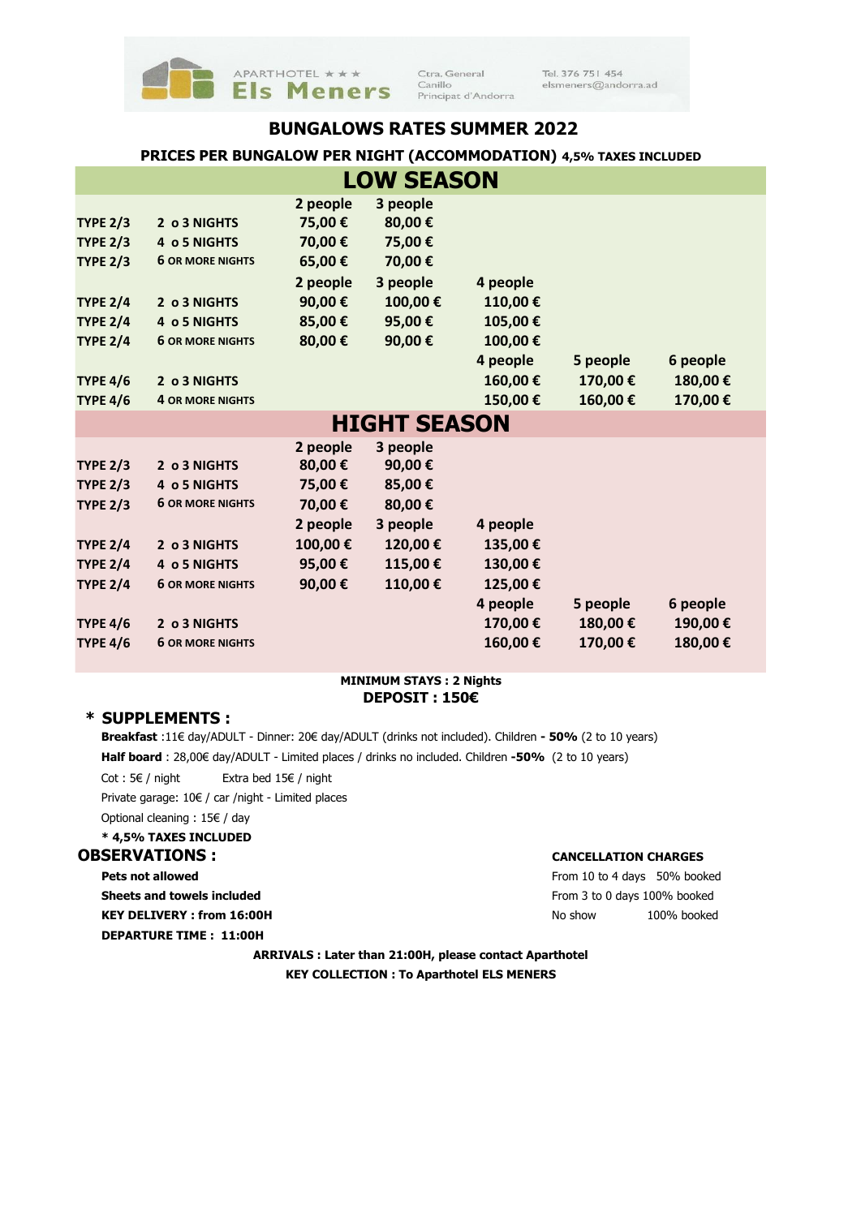APARTHOTEL ★★★ **Els Meners**

Ctra. General
Canillo
Principat d'Andorra

Tel. 376 751 454
elsmeners@andorra.ad

## BUNGALOWS RATES SUMMER 2022

**PRICES PER BUNGALOW PER NIGHT (ACCOMMODATION) 4,5% TAXES INCLUDED**

### LOW SEASON

| | | 2 people | 3 people | | | |
|---|---|---|---|---|---|---|
| TYPE 2/3 | 2 o 3 NIGHTS | 75,00 € | 80,00 € | | | |
| TYPE 2/3 | 4 o 5 NIGHTS | 70,00 € | 75,00 € | | | |
| TYPE 2/3 | 6 OR MORE NIGHTS | 65,00 € | 70,00 € | | | |
| | | 2 people | 3 people | 4 people | | |
| TYPE 2/4 | 2 o 3 NIGHTS | 90,00 € | 100,00 € | 110,00 € | | |
| TYPE 2/4 | 4 o 5 NIGHTS | 85,00 € | 95,00 € | 105,00 € | | |
| TYPE 2/4 | 6 OR MORE NIGHTS | 80,00 € | 90,00 € | 100,00 € | | |
| | | | | 4 people | 5 people | 6 people |
| TYPE 4/6 | 2 o 3 NIGHTS | | | 160,00 € | 170,00 € | 180,00 € |
| TYPE 4/6 | 4 OR MORE NIGHTS | | | 150,00 € | 160,00 € | 170,00 € |

### HIGHT SEASON

| | | 2 people | 3 people | | | |
|---|---|---|---|---|---|---|
| TYPE 2/3 | 2 o 3 NIGHTS | 80,00 € | 90,00 € | | | |
| TYPE 2/3 | 4 o 5 NIGHTS | 75,00 € | 85,00 € | | | |
| TYPE 2/3 | 6 OR MORE NIGHTS | 70,00 € | 80,00 € | | | |
| | | 2 people | 3 people | 4 people | | |
| TYPE 2/4 | 2 o 3 NIGHTS | 100,00 € | 120,00 € | 135,00 € | | |
| TYPE 2/4 | 4 o 5 NIGHTS | 95,00 € | 115,00 € | 130,00 € | | |
| TYPE 2/4 | 6 OR MORE NIGHTS | 90,00 € | 110,00 € | 125,00 € | | |
| | | | | 4 people | 5 people | 6 people |
| TYPE 4/6 | 2 o 3 NIGHTS | | | 170,00 € | 180,00 € | 190,00 € |
| TYPE 4/6 | 6 OR MORE NIGHTS | | | 160,00 € | 170,00 € | 180,00 € |

**MINIMUM STAYS : 2 Nights**
**DEPOSIT : 150€**

## * SUPPLEMENTS :

**Breakfast** :11€ day/ADULT - Dinner: 20€ day/ADULT (drinks not included). Children **- 50%** (2 to 10 years)

**Half board** : 28,00€ day/ADULT - Limited places / drinks no included. Children **-50%** (2 to 10 years)

Cot : 5€ / night    Extra bed 15€ / night

Private garage: 10€ / car /night - Limited places

Optional cleaning : 15€ / day

**\* 4,5% TAXES INCLUDED**

## OBSERVATIONS :

**Pets not allowed**

**Sheets and towels included**

**KEY DELIVERY : from 16:00H**

**DEPARTURE TIME : 11:00H**

**CANCELLATION CHARGES**

| | |
|---|---|
| From 10 to 4 days | 50% booked |
| From 3 to 0 days | 100% booked |
| No show | 100% booked |

**ARRIVALS : Later than 21:00H, please contact Aparthotel**

**KEY COLLECTION : To Aparthotel ELS MENERS**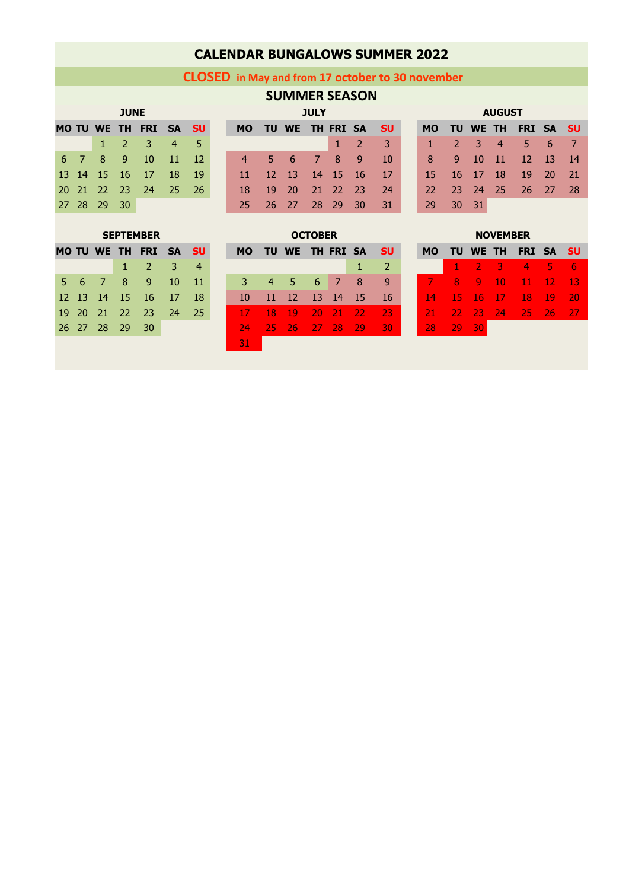# CALENDAR BUNGALOWS SUMMER 2022

**CLOSED in May and from 17 october to 30 november**

## SUMMER SEASON

### JUNE

| MO | TU | WE | TH | FRI | SA | SU |
|---|---|---|---|---|---|---|
| | | 1 | 2 | 3 | 4 | 5 |
| 6 | 7 | 8 | 9 | 10 | 11 | 12 |
| 13 | 14 | 15 | 16 | 17 | 18 | 19 |
| 20 | 21 | 22 | 23 | 24 | 25 | 26 |
| 27 | 28 | 29 | 30 | | | |

### JULY

| MO | TU | WE | TH | FRI | SA | SU |
|---|---|---|---|---|---|---|
| | | | | 1 | 2 | 3 |
| 4 | 5 | 6 | 7 | 8 | 9 | 10 |
| 11 | 12 | 13 | 14 | 15 | 16 | 17 |
| 18 | 19 | 20 | 21 | 22 | 23 | 24 |
| 25 | 26 | 27 | 28 | 29 | 30 | 31 |

### AUGUST

| MO | TU | WE | TH | FRI | SA | SU |
|---|---|---|---|---|---|---|
| 1 | 2 | 3 | 4 | 5 | 6 | 7 |
| 8 | 9 | 10 | 11 | 12 | 13 | 14 |
| 15 | 16 | 17 | 18 | 19 | 20 | 21 |
| 22 | 23 | 24 | 25 | 26 | 27 | 28 |
| 29 | 30 | 31 | | | | |

### SEPTEMBER

| MO | TU | WE | TH | FRI | SA | SU |
|---|---|---|---|---|---|---|
| | | | 1 | 2 | 3 | 4 |
| 5 | 6 | 7 | 8 | 9 | 10 | 11 |
| 12 | 13 | 14 | 15 | 16 | 17 | 18 |
| 19 | 20 | 21 | 22 | 23 | 24 | 25 |
| 26 | 27 | 28 | 29 | 30 | | |

### OCTOBER

| MO | TU | WE | TH | FRI | SA | SU |
|---|---|---|---|---|---|---|
| | | | | | 1 | 2 |
| 3 | 4 | 5 | 6 | 7 | 8 | 9 |
| 10 | 11 | 12 | 13 | 14 | 15 | 16 |
| 17 | 18 | 19 | 20 | 21 | 22 | 23 |
| 24 | 25 | 26 | 27 | 28 | 29 | 30 |
| 31 | | | | | | |

### NOVEMBER

| MO | TU | WE | TH | FRI | SA | SU |
|---|---|---|---|---|---|---|
| | 1 | 2 | 3 | 4 | 5 | 6 |
| 7 | 8 | 9 | 10 | 11 | 12 | 13 |
| 14 | 15 | 16 | 17 | 18 | 19 | 20 |
| 21 | 22 | 23 | 24 | 25 | 26 | 27 |
| 28 | 29 | 30 | | | | |